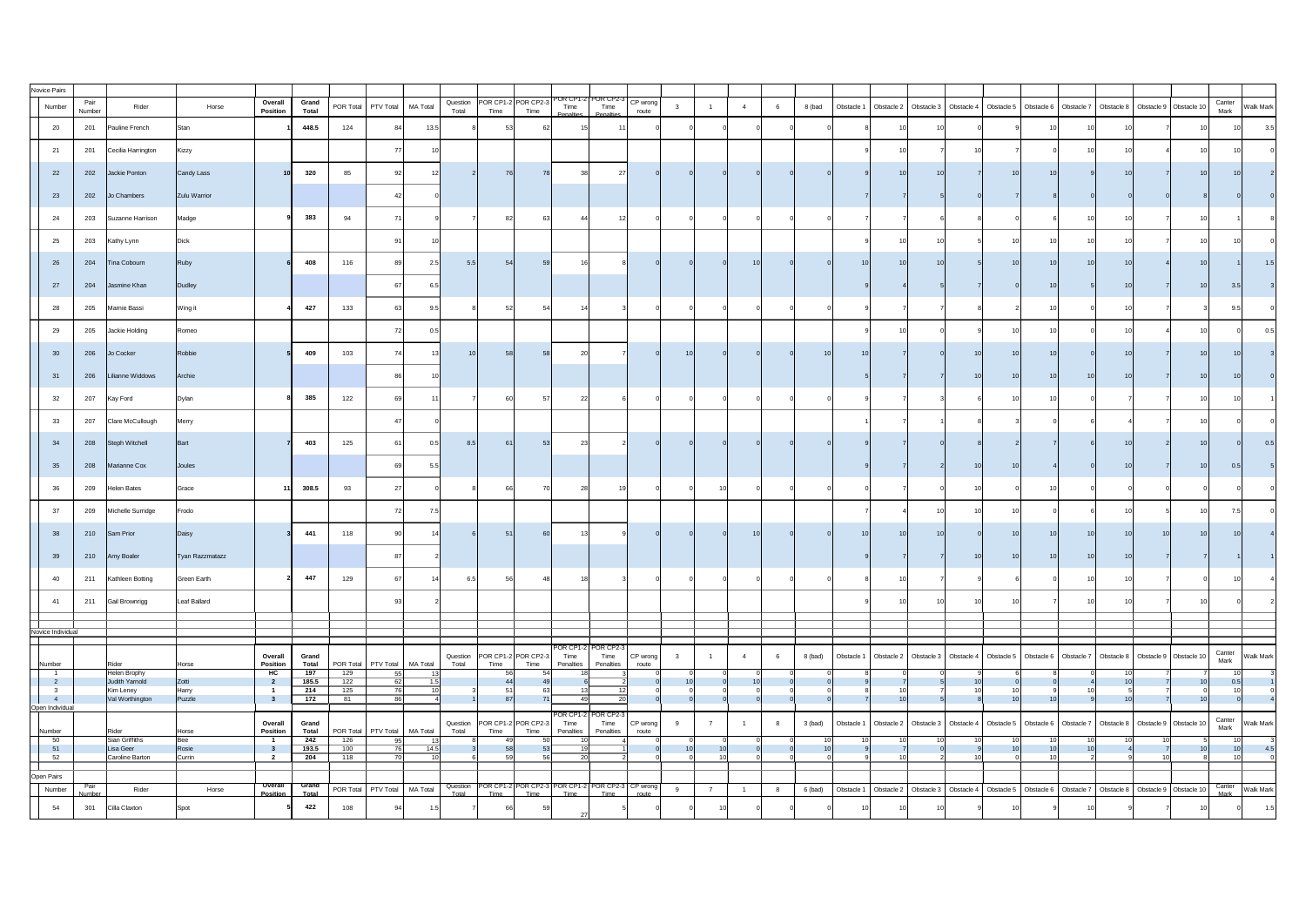**Novice Pairs**

| Number | Pair Number | Rider | Horse | Overall Position | Grand Total | POR Total | PTV Total | MA Total | Question Total | POR CP1-2 Time | POR CP2-3 Time | POR CP1-2 Time Penalties | POR CP2-3 Time Penalties | CP wrong route | 3 | 1 | 4 | 6 | 8 (bad | Obstacle 1 | Obstacle 2 | Obstacle 3 | Obstacle 4 | Obstacle 5 | Obstacle 6 | Obstacle 7 | Obstacle 8 | Obstacle 9 | Obstacle 10 | Canter Mark | Walk Mark |
|---|---|---|---|---|---|---|---|---|---|---|---|---|---|---|---|---|---|---|---|---|---|---|---|---|---|---|---|---|---|---|---|
| 20 | 201 | Pauline French | Stan | 1 | 448.5 | 124 | 84 | 13.5 | 8 | 53 | 62 | 15 | 11 | 0 | 0 | 0 | 0 | 0 | 0 | 8 | 10 | 10 | 0 | 9 | 10 | 10 | 10 | 7 | 10 | 10 | 3.5 |
| 21 | 201 | Cecilia Harrington | Kizzy | | | | 77 | 10 | | | | | | | | | | | | 9 | 10 | 7 | 10 | 7 | 0 | 10 | 10 | 4 | 10 | 10 | 0 |
| 22 | 202 | Jackie Ponton | Candy Lass | 10 | 320 | 85 | 92 | 12 | 2 | 76 | 78 | 38 | 27 | 0 | 0 | 0 | 0 | 0 | 0 | 9 | 10 | 10 | 7 | 10 | 10 | 9 | 10 | 7 | 10 | 10 | 2 |
| 23 | 202 | Jo Chambers | Zulu Warrior | | | | 42 | 0 | | | | | | | | | | | | 7 | 7 | 5 | 0 | 7 | 8 | 0 | 0 | 0 | 8 | 0 | 0 |
| 24 | 203 | Suzanne Harrison | Madge | 9 | 383 | 94 | 71 | 9 | 7 | 82 | 63 | 44 | 12 | 0 | 0 | 0 | 0 | 0 | 0 | 7 | 7 | 6 | 8 | 0 | 6 | 10 | 10 | 7 | 10 | 1 | 8 |
| 25 | 203 | Kathy Lynn | Dick | | | | 91 | 10 | | | | | | | | | | | | 9 | 10 | 10 | 5 | 10 | 10 | 10 | 10 | 7 | 10 | 10 | 0 |
| 26 | 204 | Tina Cobourn | Ruby | 6 | 408 | 116 | 89 | 2.5 | 5.5 | 54 | 59 | 16 | 8 | 0 | 0 | 0 | 10 | 0 | 0 | 10 | 10 | 10 | 5 | 10 | 10 | 10 | 10 | 4 | 10 | 1 | 1.5 |
| 27 | 204 | Jasmine Khan | Dudley | | | | 67 | 6.5 | | | | | | | | | | | | 9 | 4 | 5 | 7 | 0 | 10 | 5 | 10 | 7 | 10 | 3.5 | 3 |
| 28 | 205 | Mamie Bassi | Wing it | 4 | 427 | 133 | 63 | 9.5 | 8 | 52 | 54 | 14 | 3 | 0 | 0 | 0 | 0 | 0 | 0 | 9 | 7 | 7 | 8 | 2 | 10 | 0 | 10 | 7 | 3 | 9.5 | 0 |
| 29 | 205 | Jackie Holding | Romeo | | | | 72 | 0.5 | | | | | | | | | | | | 9 | 10 | 0 | 9 | 10 | 10 | 0 | 10 | 4 | 10 | 0 | 0.5 |
| 30 | 206 | Jo Cocker | Robbie | 5 | 409 | 103 | 74 | 13 | 10 | 58 | 58 | 20 | 7 | 0 | 10 | 0 | 0 | 0 | 10 | 10 | 7 | 0 | 10 | 10 | 10 | 0 | 10 | 7 | 10 | 10 | 3 |
| 31 | 206 | Lilianne Widdows | Archie | | | | 86 | 10 | | | | | | | | | | | | 5 | 7 | 7 | 10 | 10 | 10 | 10 | 10 | 7 | 10 | 10 | 0 |
| 32 | 207 | Kay Ford | Dylan | 8 | 385 | 122 | 69 | 11 | 7 | 60 | 57 | 22 | 6 | 0 | 0 | 0 | 0 | 0 | 0 | 9 | 7 | 3 | 6 | 10 | 10 | 0 | 7 | 7 | 10 | 10 | 1 |
| 33 | 207 | Clare McCullough | Merry | | | | 47 | 0 | | | | | | | | | | | | 1 | 7 | 1 | 8 | 3 | 0 | 6 | 4 | 7 | 10 | 0 | 0 |
| 34 | 208 | Steph Witchell | Bart | 7 | 403 | 125 | 61 | 0.5 | 8.5 | 61 | 53 | 23 | 2 | 0 | 0 | 0 | 0 | 0 | 0 | 9 | 7 | 0 | 8 | 2 | 7 | 6 | 10 | 2 | 10 | 0 | 0.5 |
| 35 | 208 | Marianne Cox | Joules | | | | 69 | 5.5 | | | | | | | | | | | | 9 | 7 | 2 | 10 | 10 | 4 | 0 | 10 | 7 | 10 | 0.5 | 5 |
| 36 | 209 | Helen Bates | Grace | 11 | 308.5 | 93 | 27 | 0 | 8 | 66 | 70 | 28 | 19 | 0 | 0 | 10 | 0 | 0 | 0 | 0 | 7 | 0 | 10 | 0 | 10 | 0 | 0 | 0 | 0 | 0 | 0 |
| 37 | 209 | Michelle Surridge | Frodo | | | | 72 | 7.5 | | | | | | | | | | | | 7 | 4 | 10 | 10 | 10 | 0 | 6 | 10 | 5 | 10 | 7.5 | 0 |
| 38 | 210 | Sam Prior | Daisy | 3 | 441 | 118 | 90 | 14 | 6 | 51 | 60 | 13 | 9 | 0 | 0 | 0 | 10 | 0 | 0 | 10 | 10 | 10 | 0 | 10 | 10 | 10 | 10 | 10 | 10 | 10 | 4 |
| 39 | 210 | Amy Boaler | Tyan Razzmatazz | | | | 87 | 2 | | | | | | | | | | | | 9 | 7 | 7 | 10 | 10 | 10 | 10 | 10 | 7 | 7 | 1 | 1 |
| 40 | 211 | Kathleen Botting | Green Earth | 2 | 447 | 129 | 67 | 14 | 6.5 | 56 | 48 | 18 | 3 | 0 | 0 | 0 | 0 | 0 | 0 | 8 | 10 | 7 | 9 | 6 | 0 | 10 | 10 | 7 | 0 | 10 | 4 |
| 41 | 211 | Gail Brownrigg | Leaf Ballard | | | | 93 | 2 | | | | | | | | | | | | 9 | 10 | 10 | 10 | 10 | 7 | 10 | 10 | 7 | 10 | 0 | 2 |

**Novice Individual**

| Number | Rider | Horse | Overall Position | Grand Total | POR Total | PTV Total | MA Total | Question Total | POR CP1-2 Time | POR CP2-3 Time | POR CP1-2 Time Penalties | POR CP2-3 Time Penalties | CP wrong route | 3 | 1 | 4 | 6 | 8 (bad) | Obstacle 1 | Obstacle 2 | Obstacle 3 | Obstacle 4 | Obstacle 5 | Obstacle 6 | Obstacle 7 | Obstacle 8 | Obstacle 9 | Obstacle 10 | Canter Mark | Walk Mark |
|---|---|---|---|---|---|---|---|---|---|---|---|---|---|---|---|---|---|---|---|---|---|---|---|---|---|---|---|---|---|---|
| 1 | Helen Brophy | | HC | 197 | 129 | 55 | 13 | | 56 | 54 | 18 | 3 | 0 | 0 | 0 | 0 | 0 | 0 | 8 | 0 | 0 | 9 | 6 | 8 | 0 | 10 | 7 | 7 | 10 | 3 |
| 2 | Judith Yarnold | Zotti | 2 | 185.5 | 122 | 62 | 1.5 | | 44 | 49 | 6 | 2 | 0 | 10 | 0 | 10 | 0 | 0 | 9 | 7 | 5 | 10 | 0 | 0 | 4 | 10 | 7 | 10 | 0.5 | 1 |
| 3 | Kim Leney | Harry | 1 | 214 | 125 | 76 | 10 | 3 | 51 | 63 | 13 | 12 | 0 | 0 | 0 | 0 | 0 | 0 | 8 | 10 | 7 | 10 | 10 | 9 | 10 | 5 | 7 | 0 | 10 | 0 |
| 4 | Val Worthington | Puzzle | 3 | 172 | 81 | 86 | 4 | 1 | 87 | 71 | 49 | 20 | 0 | 0 | 0 | 0 | 0 | 0 | 7 | 10 | 5 | 8 | 10 | 10 | 9 | 10 | 7 | 10 | 0 | 4 |

**Open Individual**

| Number | Rider | Horse | Overall Position | Grand Total | POR Total | PTV Total | MA Total | Question Total | POR CP1-2 Time | POR CP2-3 Time | POR CP1-2 Time Penalties | POR CP2-3 Time Penalties | CP wrong route | 9 | 7 | 1 | 8 | 3 (bad) | Obstacle 1 | Obstacle 2 | Obstacle 3 | Obstacle 4 | Obstacle 5 | Obstacle 6 | Obstacle 7 | Obstacle 8 | Obstacle 9 | Obstacle 10 | Canter Mark | Walk Mark |
|---|---|---|---|---|---|---|---|---|---|---|---|---|---|---|---|---|---|---|---|---|---|---|---|---|---|---|---|---|---|---|
| 50 | Sian Griffiths | Bee | 1 | 242 | 126 | 95 | 13 | 8 | 49 | 50 | 10 | 4 | 0 | 0 | 0 | 0 | 0 | 10 | 10 | 10 | 10 | 10 | 10 | 10 | 10 | 10 | 10 | 5 | 10 | 3 |
| 51 | Lisa Geer | Rosie | 3 | 193.5 | 100 | 76 | 14.5 | 3 | 58 | 53 | 19 | 1 | 0 | 10 | 10 | 0 | 0 | 10 | 9 | 7 | 0 | 9 | 10 | 10 | 10 | 4 | 7 | 10 | 10 | 4.5 |
| 52 | Caroline Barton | Currin | 2 | 204 | 118 | 70 | 10 | 6 | 59 | 56 | 20 | 2 | 0 | 0 | 10 | 0 | 0 | 0 | 9 | 10 | 2 | 10 | 0 | 10 | 2 | 9 | 10 | 8 | 10 | 0 |

**Open Pairs**

| Number | Pair Number | Rider | Horse | Overall Position | Grand Total | POR Total | PTV Total | MA Total | Question Total | POR CP1-2 Time | POR CP2-3 Time | POR CP1-2 Time | POR CP2-3 Time | CP wrong route | 9 | 7 | 1 | 8 | 6 (bad) | Obstacle 1 | Obstacle 2 | Obstacle 3 | Obstacle 4 | Obstacle 5 | Obstacle 6 | Obstacle 7 | Obstacle 8 | Obstacle 9 | Obstacle 10 | Canter Mark | Walk Mark |
|---|---|---|---|---|---|---|---|---|---|---|---|---|---|---|---|---|---|---|---|---|---|---|---|---|---|---|---|---|---|---|---|
| 54 | 301 | Cilla Claxton | Spot | 5 | 422 | 108 | 94 | 1.5 | 7 | 66 | 59 | 27 | 5 | 0 | 0 | 10 | 0 | 0 | 0 | 10 | 10 | 10 | 9 | 10 | 9 | 10 | 9 | 7 | 10 | 0 | 1.5 |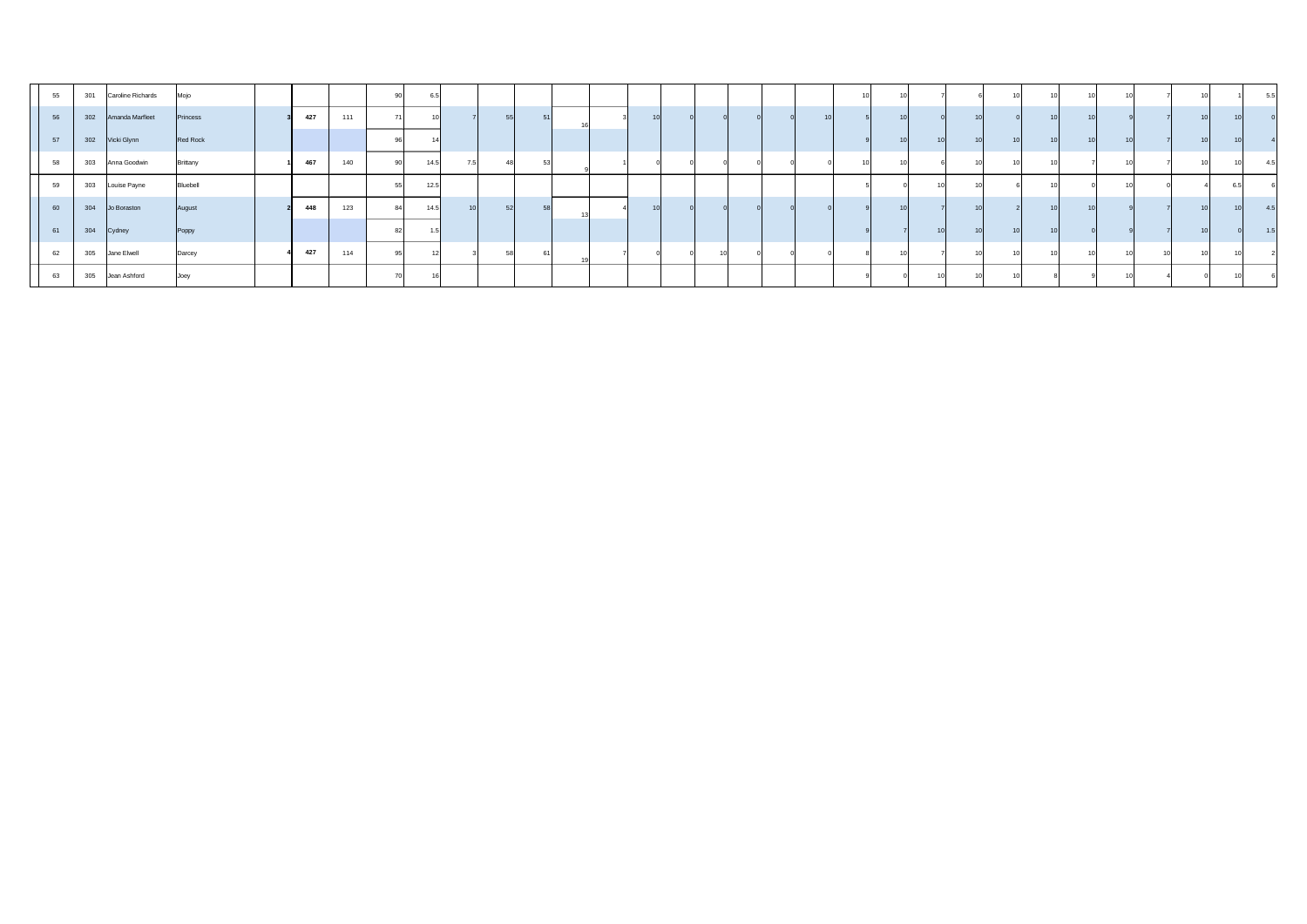| | | | | | | | | | | | | | | | | | | | | | | | | | | | | | | | | | |
|---|---|---|---|---|---|---|---|---|---|---|---|---|---|---|---|---|---|---|---|---|---|---|---|---|---|---|---|---|---|---|---|---|---|
| | 55 | 301 | Caroline Richards | Mojo | | | | | 90 | 6.5 | | | | | | | | | | | | 10 | 10 | 7 | 6 | 10 | 10 | 10 | 10 | 7 | 10 | 1 | 5.5 |
| | 56 | 302 | Amanda Marfleet | Princess | | 3 | 427 | 111 | 71 | 10 | 7 | 55 | 51 | 16 | 3 | 10 | 0 | 0 | 0 | 0 | 10 | 5 | 10 | 0 | 10 | 0 | 10 | 10 | 9 | 7 | 10 | 10 | 0 |
| | 57 | 302 | Vicki Glynn | Red Rock | | | | | 96 | 14 | | | | | | | | | | | | 9 | 10 | 10 | 10 | 10 | 10 | 10 | 10 | 7 | 10 | 10 | 4 |
| | 58 | 303 | Anna Goodwin | Brittany | | 1 | 467 | 140 | 90 | 14.5 | 7.5 | 48 | 53 | 9 | 1 | 0 | 0 | 0 | 0 | 0 | 0 | 10 | 10 | 6 | 10 | 10 | 10 | 7 | 10 | 7 | 10 | 10 | 4.5 |
| | 59 | 303 | Louise Payne | Bluebell | | | | | 55 | 12.5 | | | | | | | | | | | | 5 | 0 | 10 | 10 | 6 | 10 | 0 | 10 | 0 | 4 | 6.5 | 6 |
| | 60 | 304 | Jo Boraston | August | | 2 | 448 | 123 | 84 | 14.5 | 10 | 52 | 58 | 13 | 4 | 10 | 0 | 0 | 0 | 0 | 0 | 9 | 10 | 7 | 10 | 2 | 10 | 10 | 9 | 7 | 10 | 10 | 4.5 |
| | 61 | 304 | Cydney | Poppy | | | | | 82 | 1.5 | | | | | | | | | | | | 9 | 7 | 10 | 10 | 10 | 10 | 0 | 9 | 7 | 10 | 0 | 1.5 |
| | 62 | 305 | Jane Elwell | Darcey | | 4 | 427 | 114 | 95 | 12 | 3 | 58 | 61 | 19 | 7 | 0 | 0 | 10 | 0 | 0 | 0 | 8 | 10 | 7 | 10 | 10 | 10 | 10 | 10 | 10 | 10 | 10 | 2 |
| | 63 | 305 | Jean Ashford | Joey | | | | | 70 | 16 | | | | | | | | | | | | 9 | 0 | 10 | 10 | 10 | 8 | 9 | 10 | 4 | 0 | 10 | 6 |